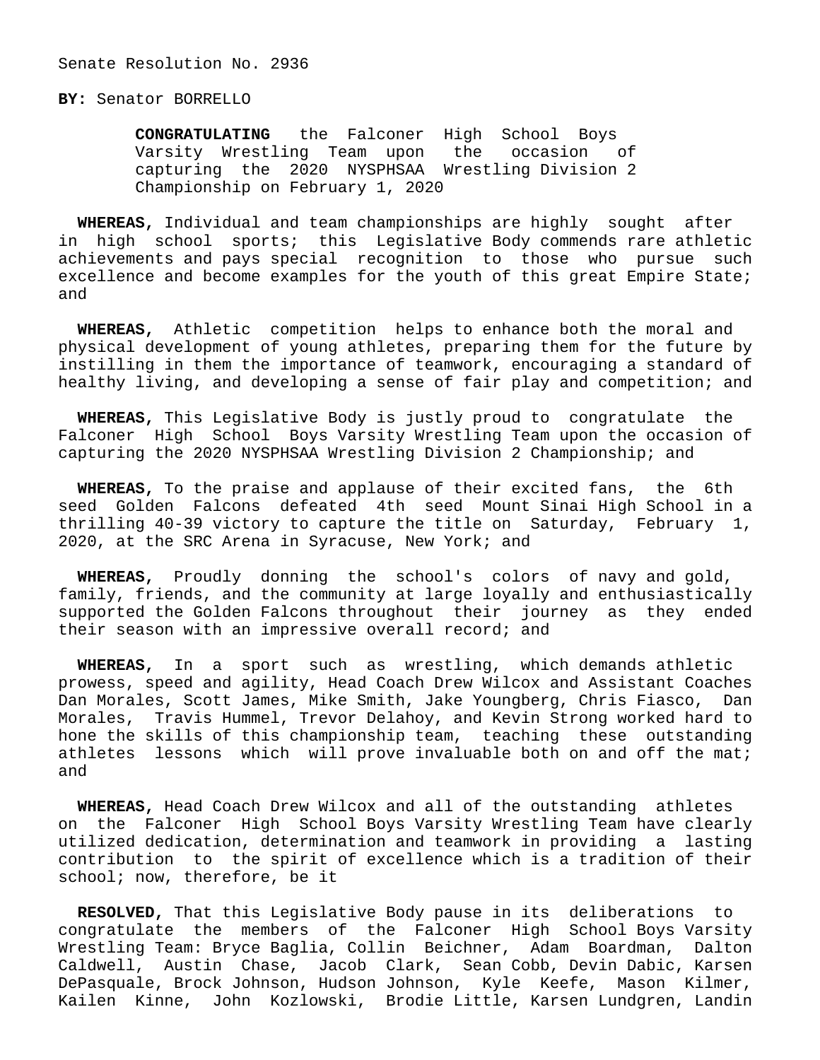Senate Resolution No. 2936

**BY:** Senator BORRELLO

**CONGRATULATING** the Falconer High School Boys Varsity Wrestling Team upon the occasion of capturing the 2020 NYSPHSAA Wrestling Division 2 Championship on February 1, 2020

**WHEREAS,** Individual and team championships are highly sought after in high school sports; this Legislative Body commends rare athletic achievements and pays special recognition to those who pursue such excellence and become examples for the youth of this great Empire State; and

**WHEREAS,** Athletic competition helps to enhance both the moral and physical development of young athletes, preparing them for the future by instilling in them the importance of teamwork, encouraging a standard of healthy living, and developing a sense of fair play and competition; and

**WHEREAS,** This Legislative Body is justly proud to congratulate the Falconer High School Boys Varsity Wrestling Team upon the occasion of capturing the 2020 NYSPHSAA Wrestling Division 2 Championship; and

**WHEREAS,** To the praise and applause of their excited fans, the 6th seed Golden Falcons defeated 4th seed Mount Sinai High School in a thrilling 40-39 victory to capture the title on Saturday, February 1, 2020, at the SRC Arena in Syracuse, New York; and

**WHEREAS,** Proudly donning the school's colors of navy and gold, family, friends, and the community at large loyally and enthusiastically supported the Golden Falcons throughout their journey as they ended their season with an impressive overall record; and

**WHEREAS,** In a sport such as wrestling, which demands athletic prowess, speed and agility, Head Coach Drew Wilcox and Assistant Coaches Dan Morales, Scott James, Mike Smith, Jake Youngberg, Chris Fiasco, Dan Morales, Travis Hummel, Trevor Delahoy, and Kevin Strong worked hard to hone the skills of this championship team, teaching these outstanding athletes lessons which will prove invaluable both on and off the mat; and

**WHEREAS,** Head Coach Drew Wilcox and all of the outstanding athletes on the Falconer High School Boys Varsity Wrestling Team have clearly utilized dedication, determination and teamwork in providing a lasting contribution to the spirit of excellence which is a tradition of their school; now, therefore, be it

**RESOLVED,** That this Legislative Body pause in its deliberations to congratulate the members of the Falconer High School Boys Varsity Wrestling Team: Bryce Baglia, Collin Beichner, Adam Boardman, Dalton Caldwell, Austin Chase, Jacob Clark, Sean Cobb, Devin Dabic, Karsen DePasquale, Brock Johnson, Hudson Johnson, Kyle Keefe, Mason Kilmer, Kailen Kinne, John Kozlowski, Brodie Little, Karsen Lundgren, Landin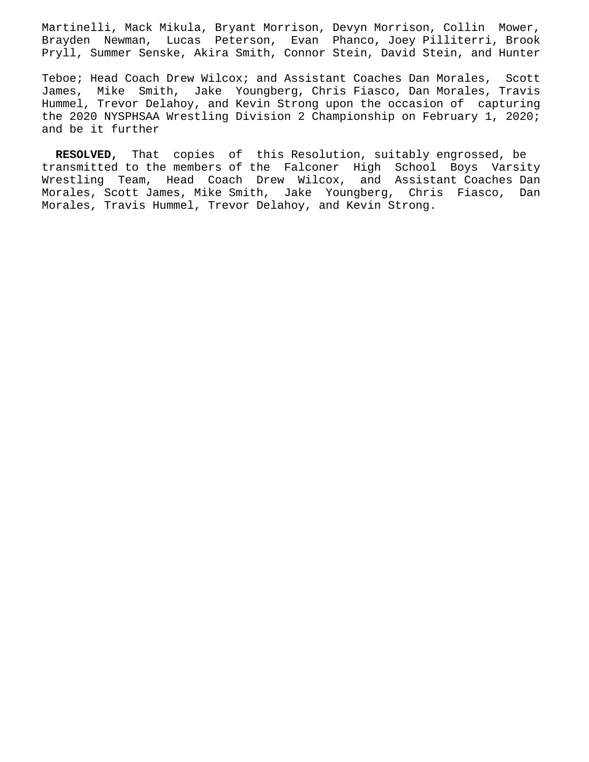Martinelli, Mack Mikula, Bryant Morrison, Devyn Morrison, Collin Mower, Brayden Newman, Lucas Peterson, Evan Phanco, Joey Pilliterri, Brook Pryll, Summer Senske, Akira Smith, Connor Stein, David Stein, and Hunter

Teboe; Head Coach Drew Wilcox; and Assistant Coaches Dan Morales, Scott James, Mike Smith, Jake Youngberg, Chris Fiasco, Dan Morales, Travis Hummel, Trevor Delahoy, and Kevin Strong upon the occasion of capturing the 2020 NYSPHSAA Wrestling Division 2 Championship on February 1, 2020; and be it further

**RESOLVED,** That copies of this Resolution, suitably engrossed, be transmitted to the members of the Falconer High School Boys Varsity Wrestling Team, Head Coach Drew Wilcox, and Assistant Coaches Dan Morales, Scott James, Mike Smith, Jake Youngberg, Chris Fiasco, Dan Morales, Travis Hummel, Trevor Delahoy, and Kevin Strong.